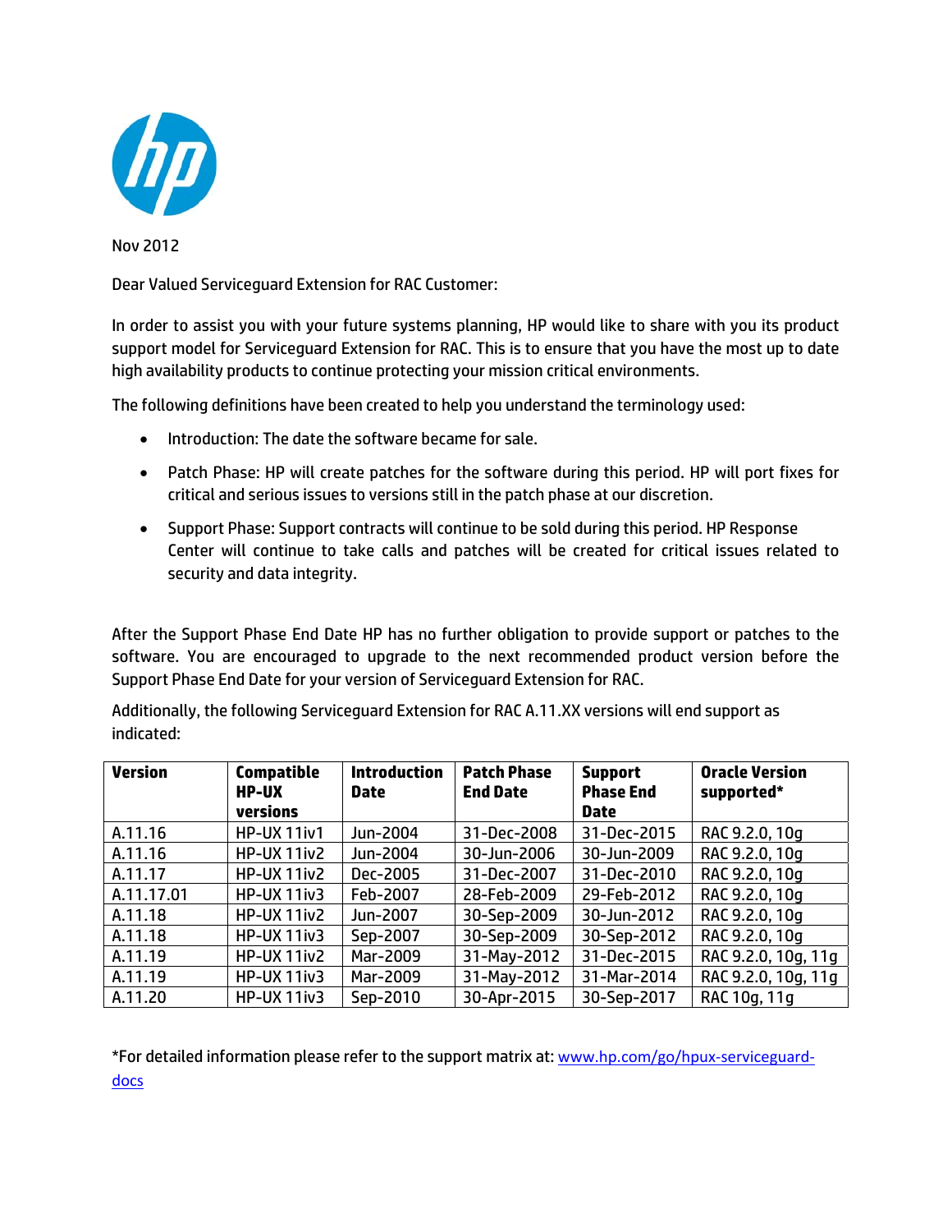Nov 2012

Dear Valued Serviceguard Extension for RAC Customer:

In order to assist you with your future systems planning, HP would like to share with you its product support model for Serviceguard Extension for RAC. This is to ensure that you have the most up to date high availability products to continue protecting your mission critical environments.

The following definitions have been created to help you understand the terminology used:

- Introduction: The date the software became for sale.
- Patch Phase: HP will create patches for the software during this period. HP will port fixes for critical and serious issues to versions still in the patch phase at our discretion.
- Support Phase: Support contracts will continue to be sold during this period. HP Response Center will continue to take calls and patches will be created for critical issues related to security and data integrity.

After the Support Phase End Date HP has no further obligation to provide support or patches to the software. You are encouraged to upgrade to the next recommended product version before the Support Phase End Date for your version of Serviceguard Extension for RAC.

Additionally, the following Serviceguard Extension for RAC A.11.XX versions will end support as indicated:

| Version | Compatible HP-UX versions | Introduction Date | Patch Phase End Date | Support Phase End Date | Oracle Version supported* |
|---|---|---|---|---|---|
| A.11.16 | HP-UX 11iv1 | Jun-2004 | 31-Dec-2008 | 31-Dec-2015 | RAC 9.2.0, 10g |
| A.11.16 | HP-UX 11iv2 | Jun-2004 | 30-Jun-2006 | 30-Jun-2009 | RAC 9.2.0, 10g |
| A.11.17 | HP-UX 11iv2 | Dec-2005 | 31-Dec-2007 | 31-Dec-2010 | RAC 9.2.0, 10g |
| A.11.17.01 | HP-UX 11iv3 | Feb-2007 | 28-Feb-2009 | 29-Feb-2012 | RAC 9.2.0, 10g |
| A.11.18 | HP-UX 11iv2 | Jun-2007 | 30-Sep-2009 | 30-Jun-2012 | RAC 9.2.0, 10g |
| A.11.18 | HP-UX 11iv3 | Sep-2007 | 30-Sep-2009 | 30-Sep-2012 | RAC 9.2.0, 10g |
| A.11.19 | HP-UX 11iv2 | Mar-2009 | 31-May-2012 | 31-Dec-2015 | RAC 9.2.0, 10g, 11g |
| A.11.19 | HP-UX 11iv3 | Mar-2009 | 31-May-2012 | 31-Mar-2014 | RAC 9.2.0, 10g, 11g |
| A.11.20 | HP-UX 11iv3 | Sep-2010 | 30-Apr-2015 | 30-Sep-2017 | RAC 10g, 11g |

*For detailed information please refer to the support matrix at: www.hp.com/go/hpux-serviceguard-docs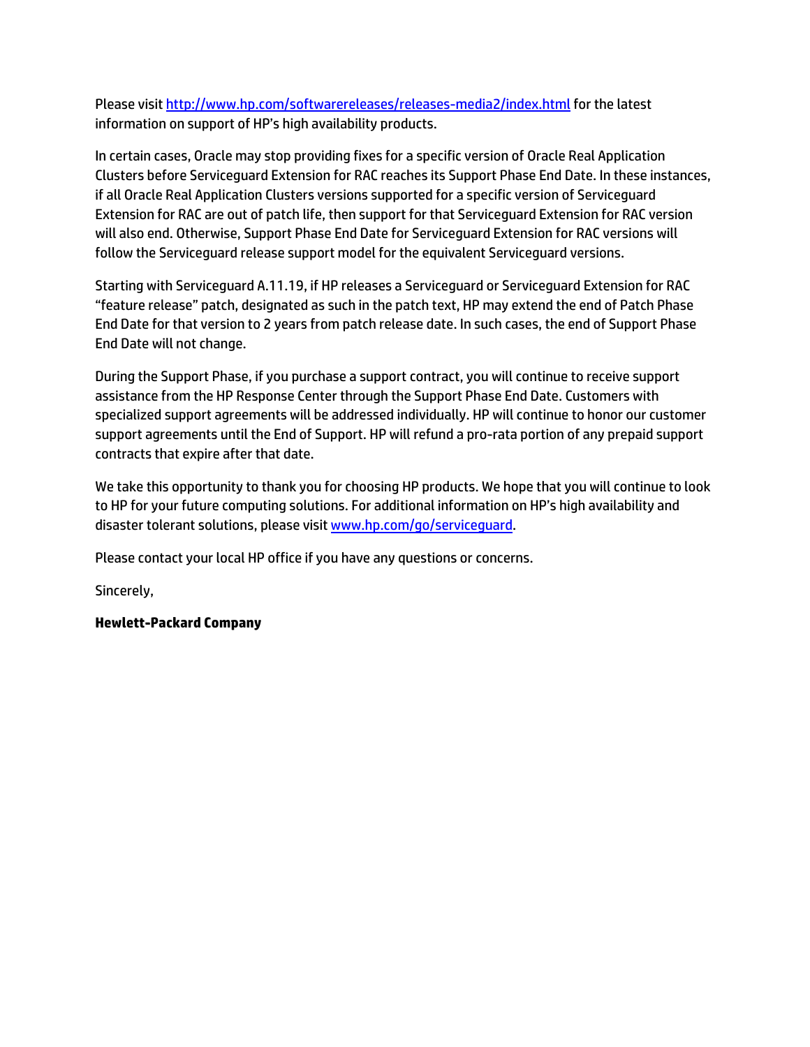Please visit [http://www.hp.com/softwarereleases/releases-media2/index.html](http://www.hp.com/softwarereleases/releases-media2/index.html) for the latest information on support of HP's high availability products.

In certain cases, Oracle may stop providing fixes for a specific version of Oracle Real Application Clusters before Serviceguard Extension for RAC reaches its Support Phase End Date. In these instances, if all Oracle Real Application Clusters versions supported for a specific version of Serviceguard Extension for RAC are out of patch life, then support for that Serviceguard Extension for RAC version will also end. Otherwise, Support Phase End Date for Serviceguard Extension for RAC versions will follow the Serviceguard release support model for the equivalent Serviceguard versions.

Starting with Serviceguard A.11.19, if HP releases a Serviceguard or Serviceguard Extension for RAC "feature release" patch, designated as such in the patch text, HP may extend the end of Patch Phase End Date for that version to 2 years from patch release date. In such cases, the end of Support Phase End Date will not change.

During the Support Phase, if you purchase a support contract, you will continue to receive support assistance from the HP Response Center through the Support Phase End Date. Customers with specialized support agreements will be addressed individually. HP will continue to honor our customer support agreements until the End of Support. HP will refund a pro-rata portion of any prepaid support contracts that expire after that date.

We take this opportunity to thank you for choosing HP products. We hope that you will continue to look to HP for your future computing solutions. For additional information on HP's high availability and disaster tolerant solutions, please visit [www.hp.com/go/serviceguard](http://www.hp.com/go/serviceguard).

Please contact your local HP office if you have any questions or concerns.

Sincerely,

**Hewlett-Packard Company**